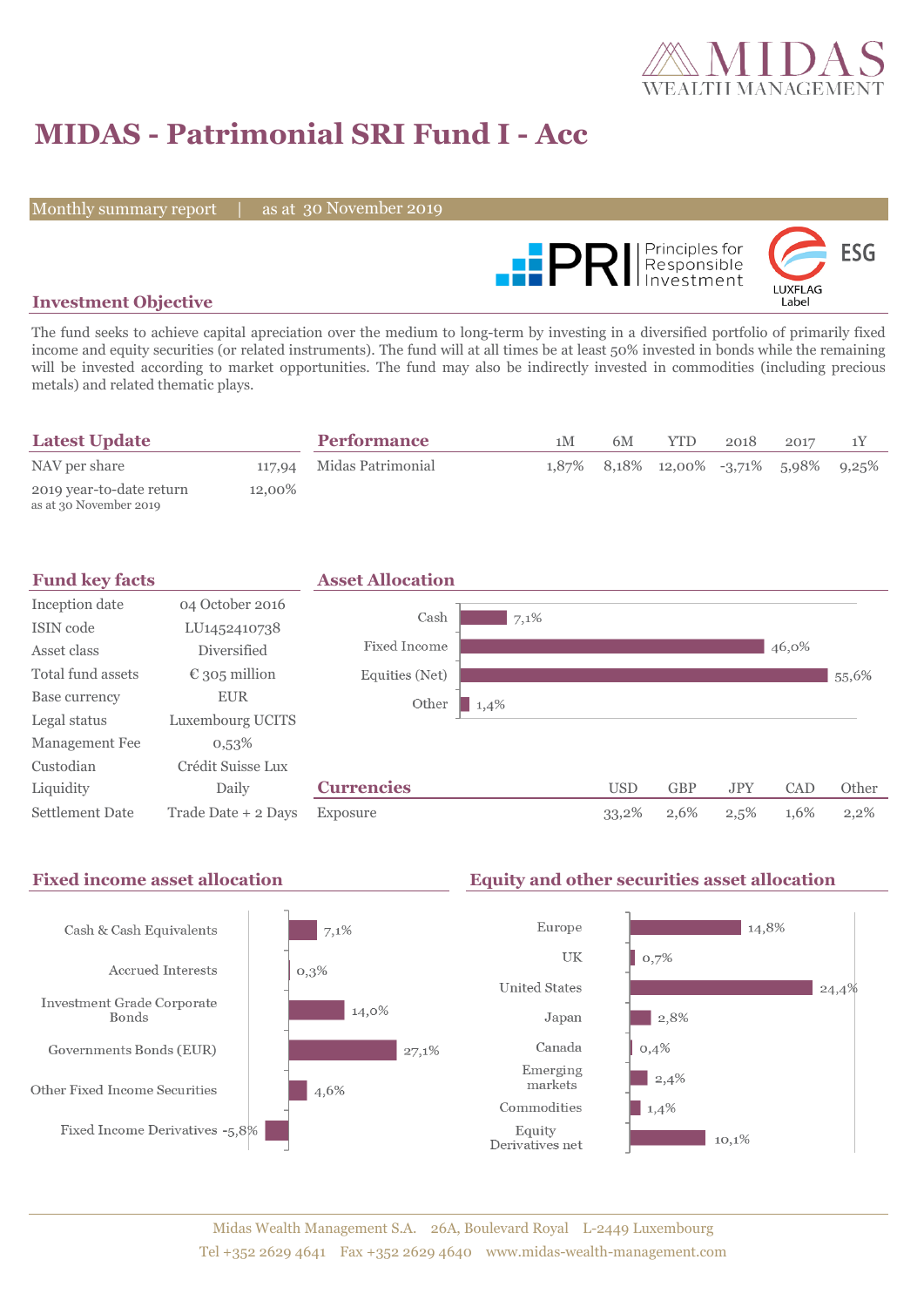# MIDAS - Patrimonial SRI Fund I - Acc

Monthly summary report | as at 30 November 2019

## Investment Objective

The fund seeks to achieve capital apreciation over the medium to long-term by investing in a diversified portfolio of primarily fixed income and equity securities (or related instruments). The fund will at all times be at least 50% invested in bonds while the remaining will be invested according to market opportunities. The fund may also be indirectly invested in commodities (including precious metals) and related thematic plays.

## Latest Update

| | |
|---|---|
| NAV per share | 117,94 |
| 2019 year-to-date return as at 30 November 2019 | 12,00% |

## Performance

| | 1M | 6M | YTD | 2018 | 2017 | 1Y |
|---|---|---|---|---|---|---|
| Midas Patrimonial | 1,87% | 8,18% | 12,00% | -3,71% | 5,98% | 9,25% |

## Fund key facts

| | |
|---|---|
| Inception date | 04 October 2016 |
| ISIN code | LU1452410738 |
| Asset class | Diversified |
| Total fund assets | € 305 million |
| Base currency | EUR |
| Legal status | Luxembourg UCITS |
| Management Fee | 0,53% |
| Custodian | Crédit Suisse Lux |
| Liquidity | Daily |
| Settlement Date | Trade Date + 2 Days |

## Asset Allocation

| | |
|---|---|
| Cash | 7,1% |
| Fixed Income | 46,0% |
| Equities (Net) | 55,6% |
| Other | 1,4% |

## Currencies

| | USD | GBP | JPY | CAD | Other |
|---|---|---|---|---|---|
| Exposure | 33,2% | 2,6% | 2,5% | 1,6% | 2,2% |

## Fixed income asset allocation

| | |
|---|---|
| Cash & Cash Equivalents | 7,1% |
| Accrued Interests | 0,3% |
| Investment Grade Corporate Bonds | 14,0% |
| Governments Bonds (EUR) | 27,1% |
| Other Fixed Income Securities | 4,6% |
| Fixed Income Derivatives | -5,8% |

## Equity and other securities asset allocation

| | |
|---|---|
| Europe | 14,8% |
| UK | 0,7% |
| United States | 24,4% |
| Japan | 2,8% |
| Canada | 0,4% |
| Emerging markets | 2,4% |
| Commodities | 1,4% |
| Equity Derivatives net | 10,1% |

Midas Wealth Management S.A. 26A, Boulevard Royal L-2449 Luxembourg
Tel +352 2629 4641 Fax +352 2629 4640 www.midas-wealth-management.com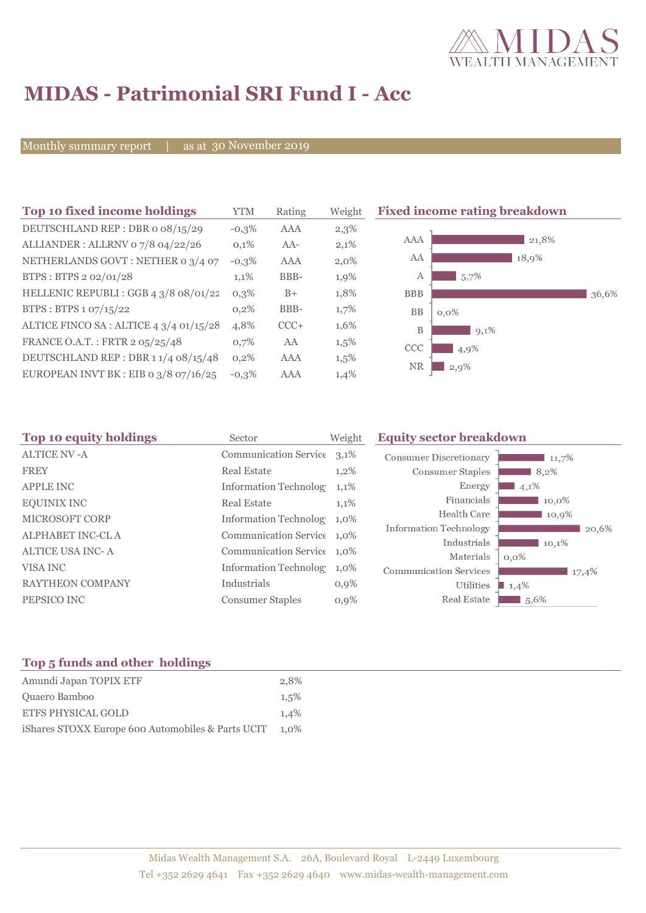# MIDAS - Patrimonial SRI Fund I - Acc

Monthly summary report | as at 30 November 2019

## Top 10 fixed income holdings

| Top 10 fixed income holdings | YTM | Rating | Weight |
|---|---|---|---|
| DEUTSCHLAND REP : DBR 0 08/15/29 | -0,3% | AAA | 2,3% |
| ALLIANDER : ALLRNV 0 7/8 04/22/26 | 0,1% | AA- | 2,1% |
| NETHERLANDS GOVT : NETHER 0 3/4 07 | -0,3% | AAA | 2,0% |
| BTPS : BTPS 2 02/01/28 | 1,1% | BBB- | 1,9% |
| HELLENIC REPUBLI : GGB 4 3/8 08/01/22 | 0,3% | B+ | 1,8% |
| BTPS : BTPS 1 07/15/22 | 0,2% | BBB- | 1,7% |
| ALTICE FINCO SA : ALTICE 4 3/4 01/15/28 | 4,8% | CCC+ | 1,6% |
| FRANCE O.A.T. : FRTR 2 05/25/48 | 0,7% | AA | 1,5% |
| DEUTSCHLAND REP : DBR 1 1/4 08/15/48 | 0,2% | AAA | 1,5% |
| EUROPEAN INVT BK : EIB 0 3/8 07/16/25 | -0,3% | AAA | 1,4% |

## Fixed income rating breakdown

| Rating | Weight |
|---|---|
| AAA | 21,8% |
| AA | 18,9% |
| A | 5,7% |
| BBB | 36,6% |
| BB | 0,0% |
| B | 9,1% |
| CCC | 4,9% |
| NR | 2,9% |

## Top 10 equity holdings

| Top 10 equity holdings | Sector | Weight |
|---|---|---|
| ALTICE NV -A | Communication Service | 3,1% |
| FREY | Real Estate | 1,2% |
| APPLE INC | Information Technolog | 1,1% |
| EQUINIX INC | Real Estate | 1,1% |
| MICROSOFT CORP | Information Technolog | 1,0% |
| ALPHABET INC-CL A | Communication Service | 1,0% |
| ALTICE USA INC- A | Communication Service | 1,0% |
| VISA INC | Information Technolog | 1,0% |
| RAYTHEON COMPANY | Industrials | 0,9% |
| PEPSICO INC | Consumer Staples | 0,9% |

## Equity sector breakdown

| Sector | Weight |
|---|---|
| Consumer Discretionary | 11,7% |
| Consumer Staples | 8,2% |
| Energy | 4,1% |
| Financials | 10,0% |
| Health Care | 10,9% |
| Information Technology | 20,6% |
| Industrials | 10,1% |
| Materials | 0,0% |
| Communication Services | 17,4% |
| Utilities | 1,4% |
| Real Estate | 5,6% |

## Top 5 funds and other holdings

| Top 5 funds and other holdings | |
|---|---|
| Amundi Japan TOPIX ETF | 2,8% |
| Quaero Bamboo | 1,5% |
| ETFS PHYSICAL GOLD | 1,4% |
| iShares STOXX Europe 600 Automobiles & Parts UCIT | 1,0% |

Midas Wealth Management S.A. 26A, Boulevard Royal L-2449 Luxembourg
Tel +352 2629 4641 Fax +352 2629 4640 www.midas-wealth-management.com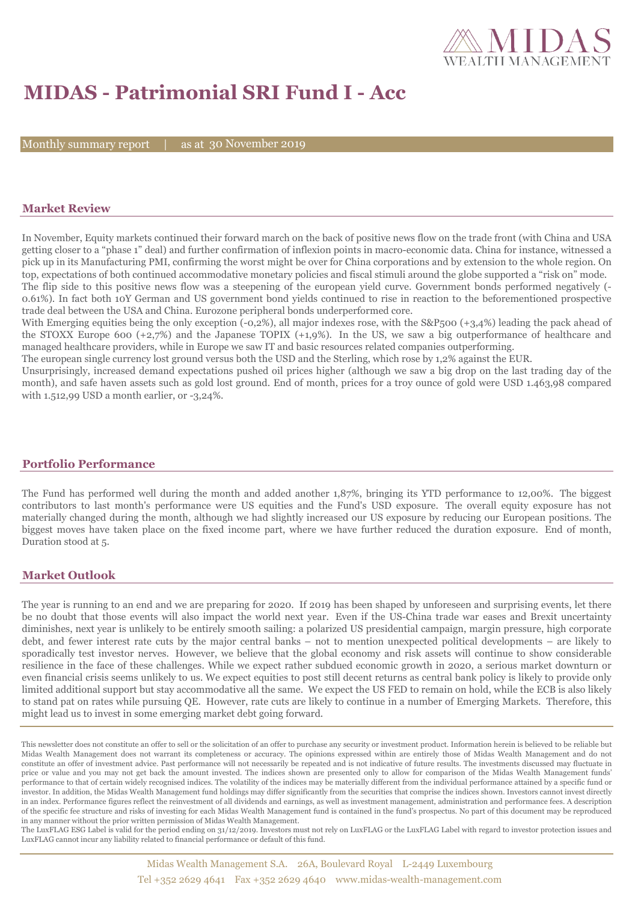# MIDAS - Patrimonial SRI Fund I - Acc

Monthly summary report | as at 30 November 2019

## Market Review

In November, Equity markets continued their forward march on the back of positive news flow on the trade front (with China and USA getting closer to a "phase 1" deal) and further confirmation of inflexion points in macro-economic data. China for instance, witnessed a pick up in its Manufacturing PMI, confirming the worst might be over for China corporations and by extension to the whole region. On top, expectations of both continued accommodative monetary policies and fiscal stimuli around the globe supported a "risk on" mode.
The flip side to this positive news flow was a steepening of the european yield curve. Government bonds performed negatively (-0.61%). In fact both 10Y German and US government bond yields continued to rise in reaction to the beforementioned prospective trade deal between the USA and China. Eurozone peripheral bonds underperformed core.
With Emerging equities being the only exception (-0,2%), all major indexes rose, with the S&P500 (+3,4%) leading the pack ahead of the STOXX Europe 600 (+2,7%) and the Japanese TOPIX (+1,9%). In the US, we saw a big outperformance of healthcare and managed healthcare providers, while in Europe we saw IT and basic resources related companies outperforming.
The european single currency lost ground versus both the USD and the Sterling, which rose by 1,2% against the EUR.
Unsurprisingly, increased demand expectations pushed oil prices higher (although we saw a big drop on the last trading day of the month), and safe haven assets such as gold lost ground. End of month, prices for a troy ounce of gold were USD 1.463,98 compared with 1.512,99 USD a month earlier, or -3,24%.

## Portfolio Performance

The Fund has performed well during the month and added another 1,87%, bringing its YTD performance to 12,00%. The biggest contributors to last month's performance were US equities and the Fund's USD exposure. The overall equity exposure has not materially changed during the month, although we had slightly increased our US exposure by reducing our European positions. The biggest moves have taken place on the fixed income part, where we have further reduced the duration exposure. End of month, Duration stood at 5.

## Market Outlook

The year is running to an end and we are preparing for 2020. If 2019 has been shaped by unforeseen and surprising events, let there be no doubt that those events will also impact the world next year. Even if the US-China trade war eases and Brexit uncertainty diminishes, next year is unlikely to be entirely smooth sailing: a polarized US presidential campaign, margin pressure, high corporate debt, and fewer interest rate cuts by the major central banks – not to mention unexpected political developments – are likely to sporadically test investor nerves. However, we believe that the global economy and risk assets will continue to show considerable resilience in the face of these challenges. While we expect rather subdued economic growth in 2020, a serious market downturn or even financial crisis seems unlikely to us. We expect equities to post still decent returns as central bank policy is likely to provide only limited additional support but stay accommodative all the same. We expect the US FED to remain on hold, while the ECB is also likely to stand pat on rates while pursuing QE. However, rate cuts are likely to continue in a number of Emerging Markets. Therefore, this might lead us to invest in some emerging market debt going forward.

This newsletter does not constitute an offer to sell or the solicitation of an offer to purchase any security or investment product. Information herein is believed to be reliable but Midas Wealth Management does not warrant its completeness or accuracy. The opinions expressed within are entirely those of Midas Wealth Management and do not constitute an offer of investment advice. Past performance will not necessarily be repeated and is not indicative of future results. The investments discussed may fluctuate in price or value and you may not get back the amount invested. The indices shown are presented only to allow for comparison of the Midas Wealth Management funds' performance to that of certain widely recognised indices. The volatility of the indices may be materially different from the individual performance attained by a specific fund or investor. In addition, the Midas Wealth Management fund holdings may differ significantly from the securities that comprise the indices shown. Investors cannot invest directly in an index. Performance figures reflect the reinvestment of all dividends and earnings, as well as investment management, administration and performance fees. A description of the specific fee structure and risks of investing for each Midas Wealth Management fund is contained in the fund's prospectus. No part of this document may be reproduced in any manner without the prior written permission of Midas Wealth Management.
The LuxFLAG ESG Label is valid for the period ending on 31/12/2019. Investors must not rely on LuxFLAG or the LuxFLAG Label with regard to investor protection issues and LuxFLAG cannot incur any liability related to financial performance or default of this fund.

Midas Wealth Management S.A. 26A, Boulevard Royal L-2449 Luxembourg
Tel +352 2629 4641 Fax +352 2629 4640 www.midas-wealth-management.com